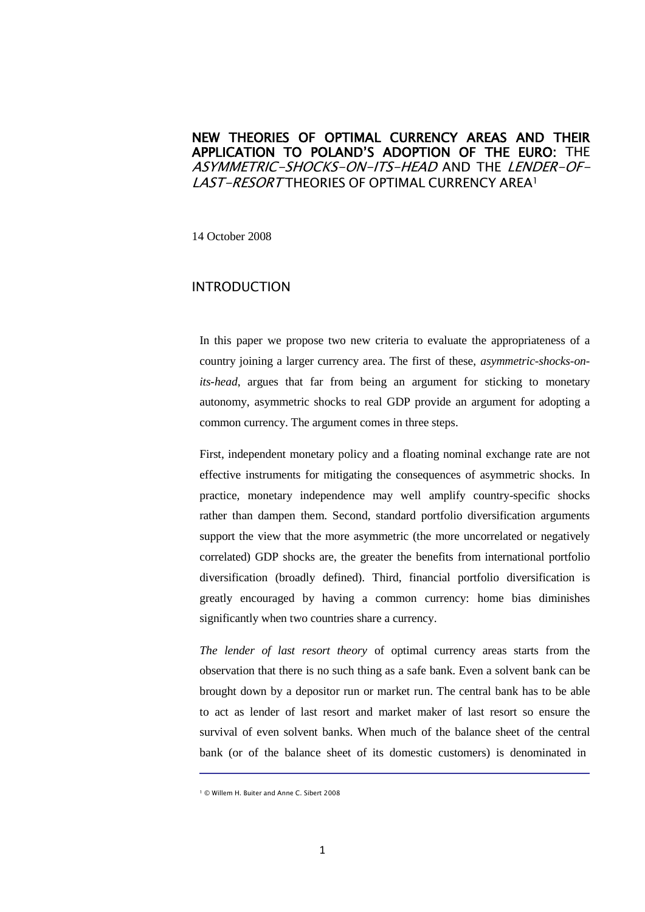# NEW THEORIES OF OPTIMAL CURRENCY AREAS AND THEIR APPLICATION TO POLAND'S ADOPTION OF THE EURO: THE *ASYMMETRIC-SHOCKS-ON-ITS-HEAD* AND THE *LENDER-OF-LAST-RESORT* THEORIES OF OPTIMAL CURRENCY AREA[1]

14 October 2008

## INTRODUCTION

In this paper we propose two new criteria to evaluate the appropriateness of a country joining a larger currency area. The first of these, *asymmetric-shocks-on-its-head*, argues that far from being an argument for sticking to monetary autonomy, asymmetric shocks to real GDP provide an argument for adopting a common currency. The argument comes in three steps.

First, independent monetary policy and a floating nominal exchange rate are not effective instruments for mitigating the consequences of asymmetric shocks. In practice, monetary independence may well amplify country-specific shocks rather than dampen them. Second, standard portfolio diversification arguments support the view that the more asymmetric (the more uncorrelated or negatively correlated) GDP shocks are, the greater the benefits from international portfolio diversification (broadly defined). Third, financial portfolio diversification is greatly encouraged by having a common currency: home bias diminishes significantly when two countries share a currency.

*The lender of last resort theory* of optimal currency areas starts from the observation that there is no such thing as a safe bank. Even a solvent bank can be brought down by a depositor run or market run. The central bank has to be able to act as lender of last resort and market maker of last resort so ensure the survival of even solvent banks. When much of the balance sheet of the central bank (or of the balance sheet of its domestic customers) is denominated in

[1] © Willem H. Buiter and Anne C. Sibert 2008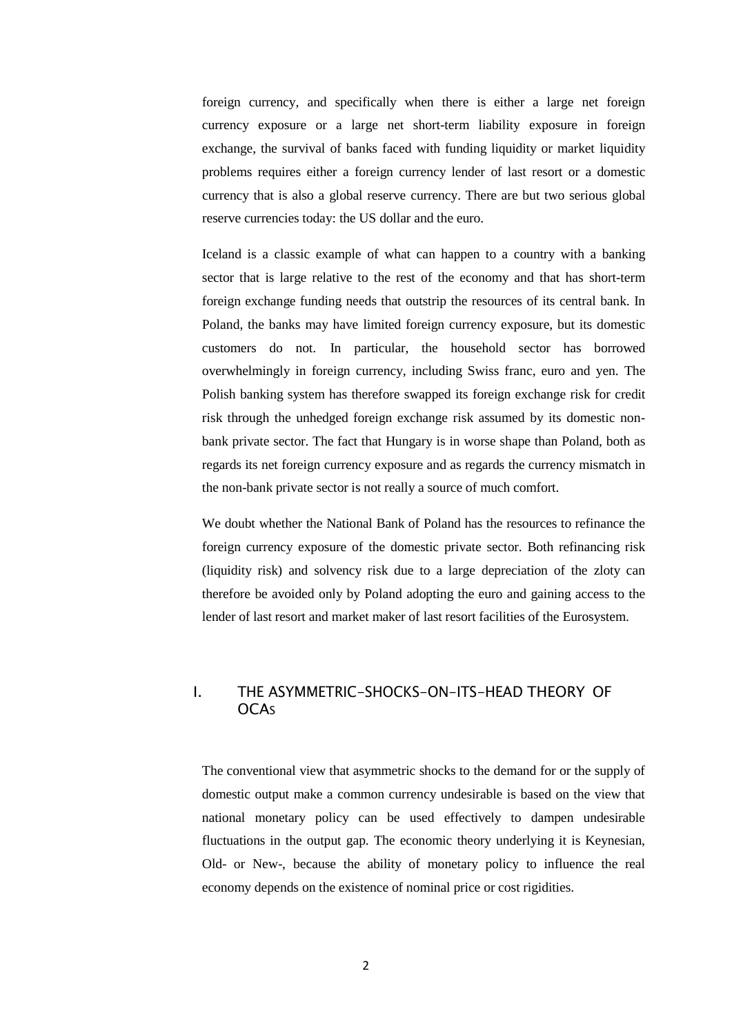foreign currency, and specifically when there is either a large net foreign currency exposure or a large net short-term liability exposure in foreign exchange, the survival of banks faced with funding liquidity or market liquidity problems requires either a foreign currency lender of last resort or a domestic currency that is also a global reserve currency. There are but two serious global reserve currencies today: the US dollar and the euro.

Iceland is a classic example of what can happen to a country with a banking sector that is large relative to the rest of the economy and that has short-term foreign exchange funding needs that outstrip the resources of its central bank. In Poland, the banks may have limited foreign currency exposure, but its domestic customers do not. In particular, the household sector has borrowed overwhelmingly in foreign currency, including Swiss franc, euro and yen. The Polish banking system has therefore swapped its foreign exchange risk for credit risk through the unhedged foreign exchange risk assumed by its domestic non-bank private sector. The fact that Hungary is in worse shape than Poland, both as regards its net foreign currency exposure and as regards the currency mismatch in the non-bank private sector is not really a source of much comfort.

We doubt whether the National Bank of Poland has the resources to refinance the foreign currency exposure of the domestic private sector. Both refinancing risk (liquidity risk) and solvency risk due to a large depreciation of the zloty can therefore be avoided only by Poland adopting the euro and gaining access to the lender of last resort and market maker of last resort facilities of the Eurosystem.

## I. THE ASYMMETRIC-SHOCKS-ON-ITS-HEAD THEORY OF OCAs

The conventional view that asymmetric shocks to the demand for or the supply of domestic output make a common currency undesirable is based on the view that national monetary policy can be used effectively to dampen undesirable fluctuations in the output gap. The economic theory underlying it is Keynesian, Old- or New-, because the ability of monetary policy to influence the real economy depends on the existence of nominal price or cost rigidities.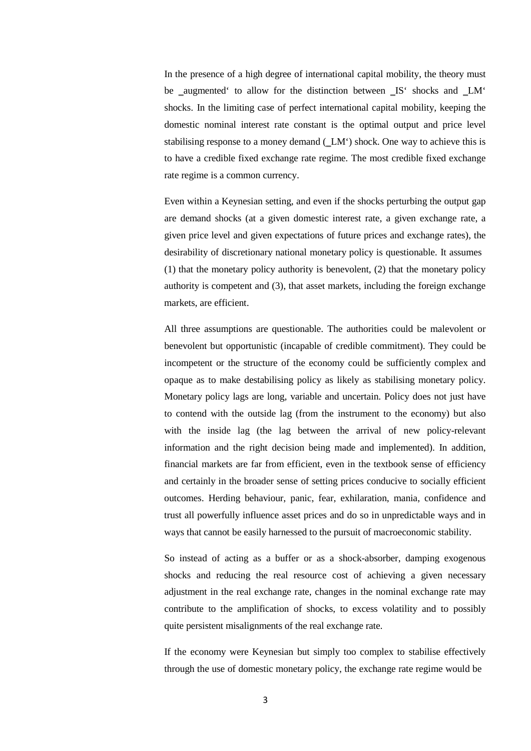In the presence of a high degree of international capital mobility, the theory must be ‗augmented' to allow for the distinction between ‗IS' shocks and ‗LM' shocks. In the limiting case of perfect international capital mobility, keeping the domestic nominal interest rate constant is the optimal output and price level stabilising response to a money demand (‗LM') shock. One way to achieve this is to have a credible fixed exchange rate regime. The most credible fixed exchange rate regime is a common currency.

Even within a Keynesian setting, and even if the shocks perturbing the output gap are demand shocks (at a given domestic interest rate, a given exchange rate, a given price level and given expectations of future prices and exchange rates), the desirability of discretionary national monetary policy is questionable. It assumes (1) that the monetary policy authority is benevolent, (2) that the monetary policy authority is competent and (3), that asset markets, including the foreign exchange markets, are efficient.

All three assumptions are questionable. The authorities could be malevolent or benevolent but opportunistic (incapable of credible commitment). They could be incompetent or the structure of the economy could be sufficiently complex and opaque as to make destabilising policy as likely as stabilising monetary policy. Monetary policy lags are long, variable and uncertain. Policy does not just have to contend with the outside lag (from the instrument to the economy) but also with the inside lag (the lag between the arrival of new policy-relevant information and the right decision being made and implemented). In addition, financial markets are far from efficient, even in the textbook sense of efficiency and certainly in the broader sense of setting prices conducive to socially efficient outcomes. Herding behaviour, panic, fear, exhilaration, mania, confidence and trust all powerfully influence asset prices and do so in unpredictable ways and in ways that cannot be easily harnessed to the pursuit of macroeconomic stability.

So instead of acting as a buffer or as a shock-absorber, damping exogenous shocks and reducing the real resource cost of achieving a given necessary adjustment in the real exchange rate, changes in the nominal exchange rate may contribute to the amplification of shocks, to excess volatility and to possibly quite persistent misalignments of the real exchange rate.

If the economy were Keynesian but simply too complex to stabilise effectively through the use of domestic monetary policy, the exchange rate regime would be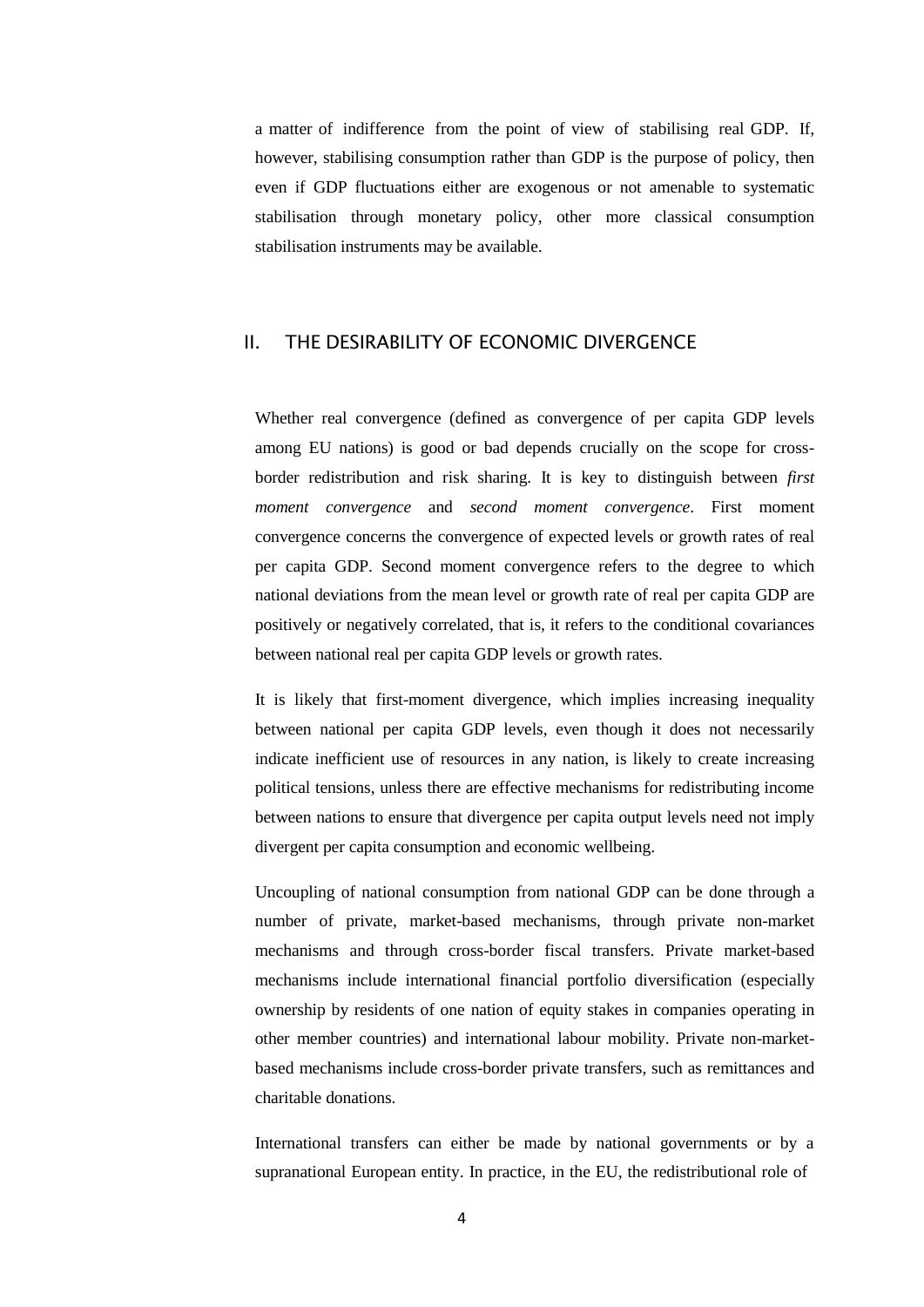a matter of indifference from the point of view of stabilising real GDP. If, however, stabilising consumption rather than GDP is the purpose of policy, then even if GDP fluctuations either are exogenous or not amenable to systematic stabilisation through monetary policy, other more classical consumption stabilisation instruments may be available.

## II. THE DESIRABILITY OF ECONOMIC DIVERGENCE

Whether real convergence (defined as convergence of per capita GDP levels among EU nations) is good or bad depends crucially on the scope for cross-border redistribution and risk sharing. It is key to distinguish between *first moment convergence* and *second moment convergence*. First moment convergence concerns the convergence of expected levels or growth rates of real per capita GDP. Second moment convergence refers to the degree to which national deviations from the mean level or growth rate of real per capita GDP are positively or negatively correlated, that is, it refers to the conditional covariances between national real per capita GDP levels or growth rates.

It is likely that first-moment divergence, which implies increasing inequality between national per capita GDP levels, even though it does not necessarily indicate inefficient use of resources in any nation, is likely to create increasing political tensions, unless there are effective mechanisms for redistributing income between nations to ensure that divergence per capita output levels need not imply divergent per capita consumption and economic wellbeing.

Uncoupling of national consumption from national GDP can be done through a number of private, market-based mechanisms, through private non-market mechanisms and through cross-border fiscal transfers. Private market-based mechanisms include international financial portfolio diversification (especially ownership by residents of one nation of equity stakes in companies operating in other member countries) and international labour mobility. Private non-market-based mechanisms include cross-border private transfers, such as remittances and charitable donations.

International transfers can either be made by national governments or by a supranational European entity. In practice, in the EU, the redistributional role of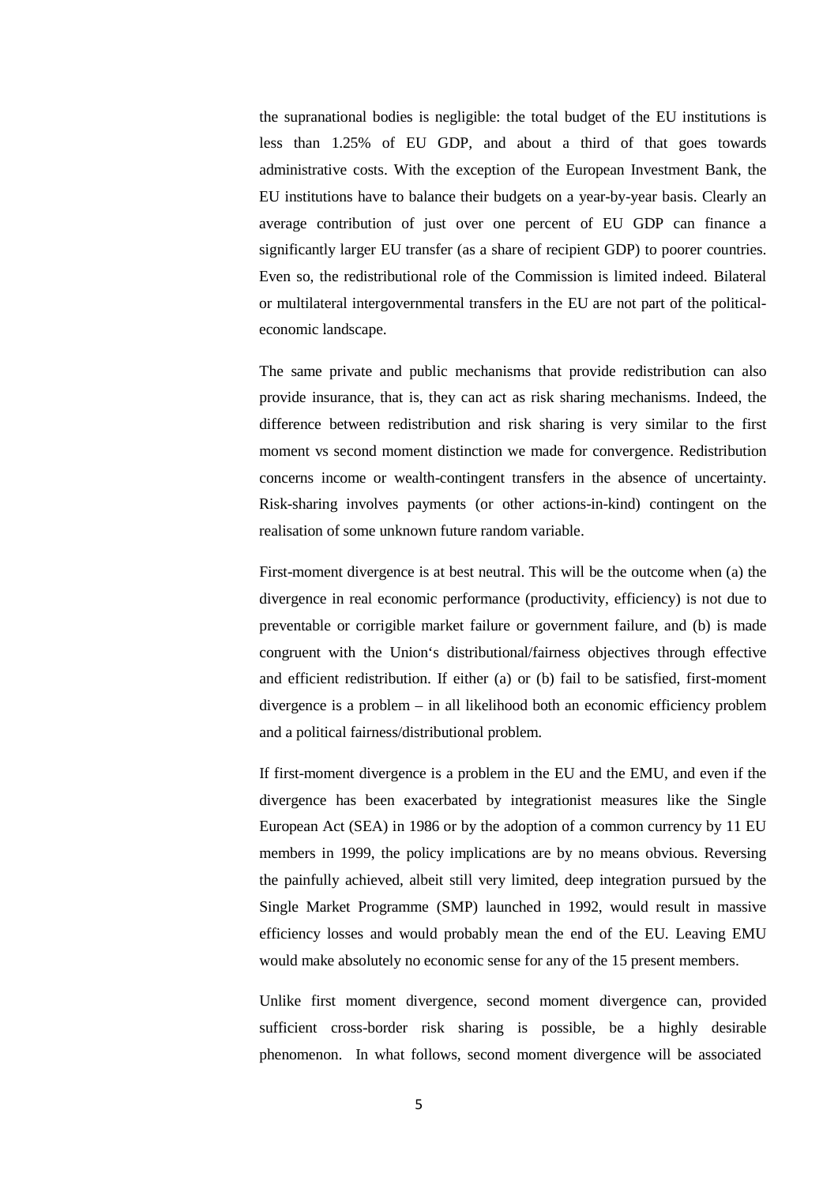the supranational bodies is negligible: the total budget of the EU institutions is less than 1.25% of EU GDP, and about a third of that goes towards administrative costs. With the exception of the European Investment Bank, the EU institutions have to balance their budgets on a year-by-year basis. Clearly an average contribution of just over one percent of EU GDP can finance a significantly larger EU transfer (as a share of recipient GDP) to poorer countries. Even so, the redistributional role of the Commission is limited indeed. Bilateral or multilateral intergovernmental transfers in the EU are not part of the political-economic landscape.

The same private and public mechanisms that provide redistribution can also provide insurance, that is, they can act as risk sharing mechanisms. Indeed, the difference between redistribution and risk sharing is very similar to the first moment vs second moment distinction we made for convergence. Redistribution concerns income or wealth-contingent transfers in the absence of uncertainty. Risk-sharing involves payments (or other actions-in-kind) contingent on the realisation of some unknown future random variable.

First-moment divergence is at best neutral. This will be the outcome when (a) the divergence in real economic performance (productivity, efficiency) is not due to preventable or corrigible market failure or government failure, and (b) is made congruent with the Union's distributional/fairness objectives through effective and efficient redistribution. If either (a) or (b) fail to be satisfied, first-moment divergence is a problem – in all likelihood both an economic efficiency problem and a political fairness/distributional problem.

If first-moment divergence is a problem in the EU and the EMU, and even if the divergence has been exacerbated by integrationist measures like the Single European Act (SEA) in 1986 or by the adoption of a common currency by 11 EU members in 1999, the policy implications are by no means obvious. Reversing the painfully achieved, albeit still very limited, deep integration pursued by the Single Market Programme (SMP) launched in 1992, would result in massive efficiency losses and would probably mean the end of the EU. Leaving EMU would make absolutely no economic sense for any of the 15 present members.

Unlike first moment divergence, second moment divergence can, provided sufficient cross-border risk sharing is possible, be a highly desirable phenomenon. In what follows, second moment divergence will be associated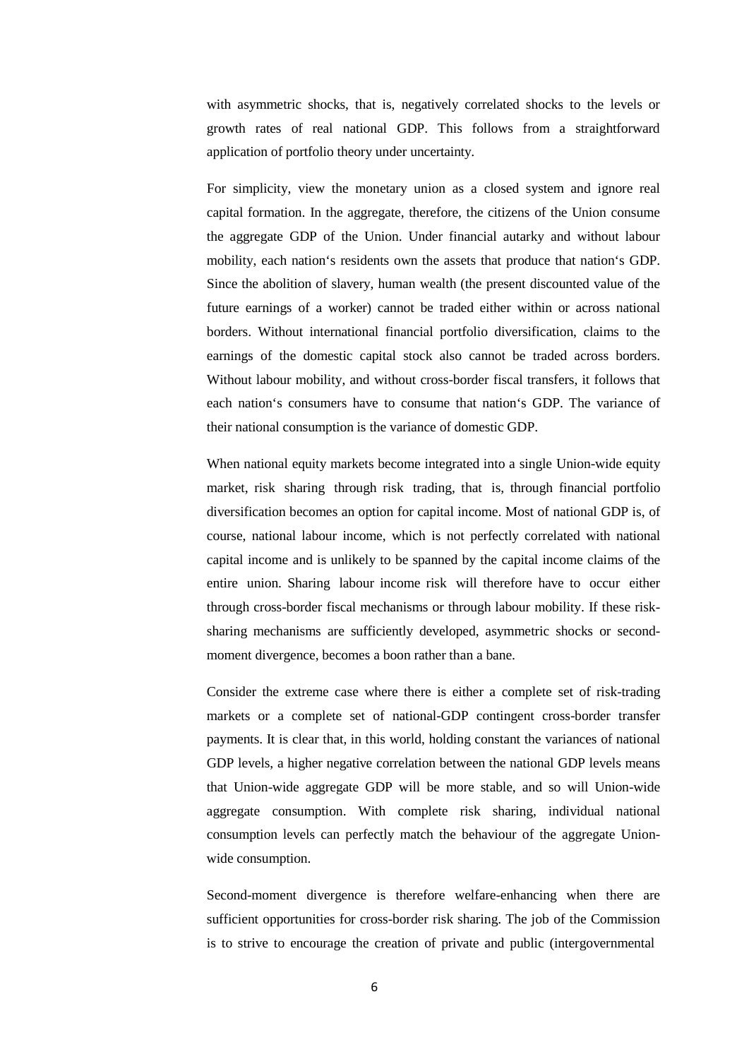with asymmetric shocks, that is, negatively correlated shocks to the levels or growth rates of real national GDP. This follows from a straightforward application of portfolio theory under uncertainty.

For simplicity, view the monetary union as a closed system and ignore real capital formation. In the aggregate, therefore, the citizens of the Union consume the aggregate GDP of the Union. Under financial autarky and without labour mobility, each nation's residents own the assets that produce that nation's GDP. Since the abolition of slavery, human wealth (the present discounted value of the future earnings of a worker) cannot be traded either within or across national borders. Without international financial portfolio diversification, claims to the earnings of the domestic capital stock also cannot be traded across borders. Without labour mobility, and without cross-border fiscal transfers, it follows that each nation's consumers have to consume that nation's GDP. The variance of their national consumption is the variance of domestic GDP.

When national equity markets become integrated into a single Union-wide equity market, risk sharing through risk trading, that is, through financial portfolio diversification becomes an option for capital income. Most of national GDP is, of course, national labour income, which is not perfectly correlated with national capital income and is unlikely to be spanned by the capital income claims of the entire union. Sharing labour income risk will therefore have to occur either through cross-border fiscal mechanisms or through labour mobility. If these risk-sharing mechanisms are sufficiently developed, asymmetric shocks or second-moment divergence, becomes a boon rather than a bane.

Consider the extreme case where there is either a complete set of risk-trading markets or a complete set of national-GDP contingent cross-border transfer payments. It is clear that, in this world, holding constant the variances of national GDP levels, a higher negative correlation between the national GDP levels means that Union-wide aggregate GDP will be more stable, and so will Union-wide aggregate consumption. With complete risk sharing, individual national consumption levels can perfectly match the behaviour of the aggregate Union-wide consumption.

Second-moment divergence is therefore welfare-enhancing when there are sufficient opportunities for cross-border risk sharing. The job of the Commission is to strive to encourage the creation of private and public (intergovernmental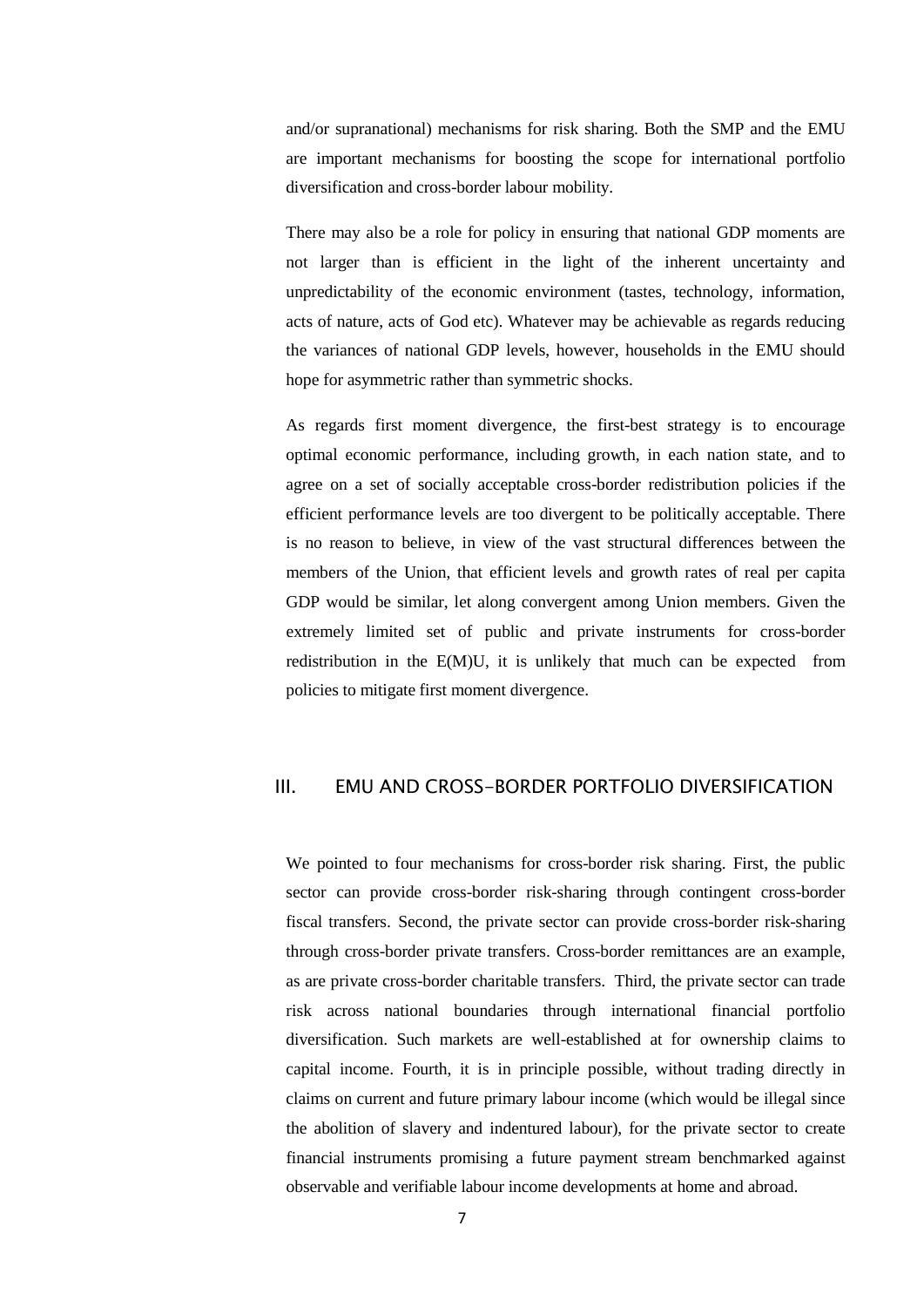and/or supranational) mechanisms for risk sharing. Both the SMP and the EMU are important mechanisms for boosting the scope for international portfolio diversification and cross-border labour mobility.

There may also be a role for policy in ensuring that national GDP moments are not larger than is efficient in the light of the inherent uncertainty and unpredictability of the economic environment (tastes, technology, information, acts of nature, acts of God etc). Whatever may be achievable as regards reducing the variances of national GDP levels, however, households in the EMU should hope for asymmetric rather than symmetric shocks.

As regards first moment divergence, the first-best strategy is to encourage optimal economic performance, including growth, in each nation state, and to agree on a set of socially acceptable cross-border redistribution policies if the efficient performance levels are too divergent to be politically acceptable. There is no reason to believe, in view of the vast structural differences between the members of the Union, that efficient levels and growth rates of real per capita GDP would be similar, let along convergent among Union members. Given the extremely limited set of public and private instruments for cross-border redistribution in the E(M)U, it is unlikely that much can be expected from policies to mitigate first moment divergence.

## III. EMU AND CROSS-BORDER PORTFOLIO DIVERSIFICATION

We pointed to four mechanisms for cross-border risk sharing. First, the public sector can provide cross-border risk-sharing through contingent cross-border fiscal transfers. Second, the private sector can provide cross-border risk-sharing through cross-border private transfers. Cross-border remittances are an example, as are private cross-border charitable transfers. Third, the private sector can trade risk across national boundaries through international financial portfolio diversification. Such markets are well-established at for ownership claims to capital income. Fourth, it is in principle possible, without trading directly in claims on current and future primary labour income (which would be illegal since the abolition of slavery and indentured labour), for the private sector to create financial instruments promising a future payment stream benchmarked against observable and verifiable labour income developments at home and abroad.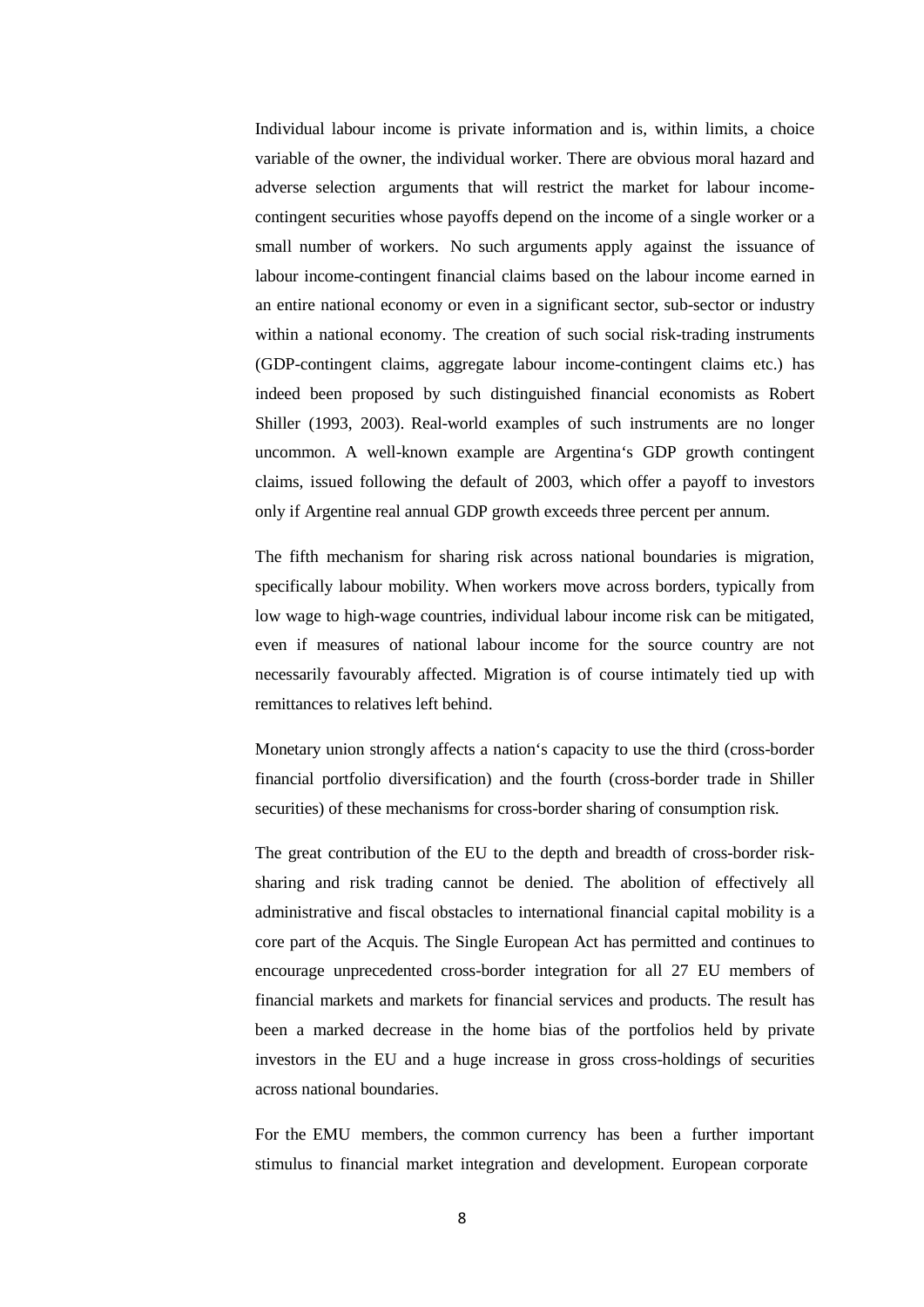Individual labour income is private information and is, within limits, a choice variable of the owner, the individual worker. There are obvious moral hazard and adverse selection arguments that will restrict the market for labour income-contingent securities whose payoffs depend on the income of a single worker or a small number of workers. No such arguments apply against the issuance of labour income-contingent financial claims based on the labour income earned in an entire national economy or even in a significant sector, sub-sector or industry within a national economy. The creation of such social risk-trading instruments (GDP-contingent claims, aggregate labour income-contingent claims etc.) has indeed been proposed by such distinguished financial economists as Robert Shiller (1993, 2003). Real-world examples of such instruments are no longer uncommon. A well-known example are Argentina‗s GDP growth contingent claims, issued following the default of 2003, which offer a payoff to investors only if Argentine real annual GDP growth exceeds three percent per annum.

The fifth mechanism for sharing risk across national boundaries is migration, specifically labour mobility. When workers move across borders, typically from low wage to high-wage countries, individual labour income risk can be mitigated, even if measures of national labour income for the source country are not necessarily favourably affected. Migration is of course intimately tied up with remittances to relatives left behind.

Monetary union strongly affects a nation‗s capacity to use the third (cross-border financial portfolio diversification) and the fourth (cross-border trade in Shiller securities) of these mechanisms for cross-border sharing of consumption risk.

The great contribution of the EU to the depth and breadth of cross-border risk-sharing and risk trading cannot be denied. The abolition of effectively all administrative and fiscal obstacles to international financial capital mobility is a core part of the Acquis. The Single European Act has permitted and continues to encourage unprecedented cross-border integration for all 27 EU members of financial markets and markets for financial services and products. The result has been a marked decrease in the home bias of the portfolios held by private investors in the EU and a huge increase in gross cross-holdings of securities across national boundaries.

For the EMU members, the common currency has been a further important stimulus to financial market integration and development. European corporate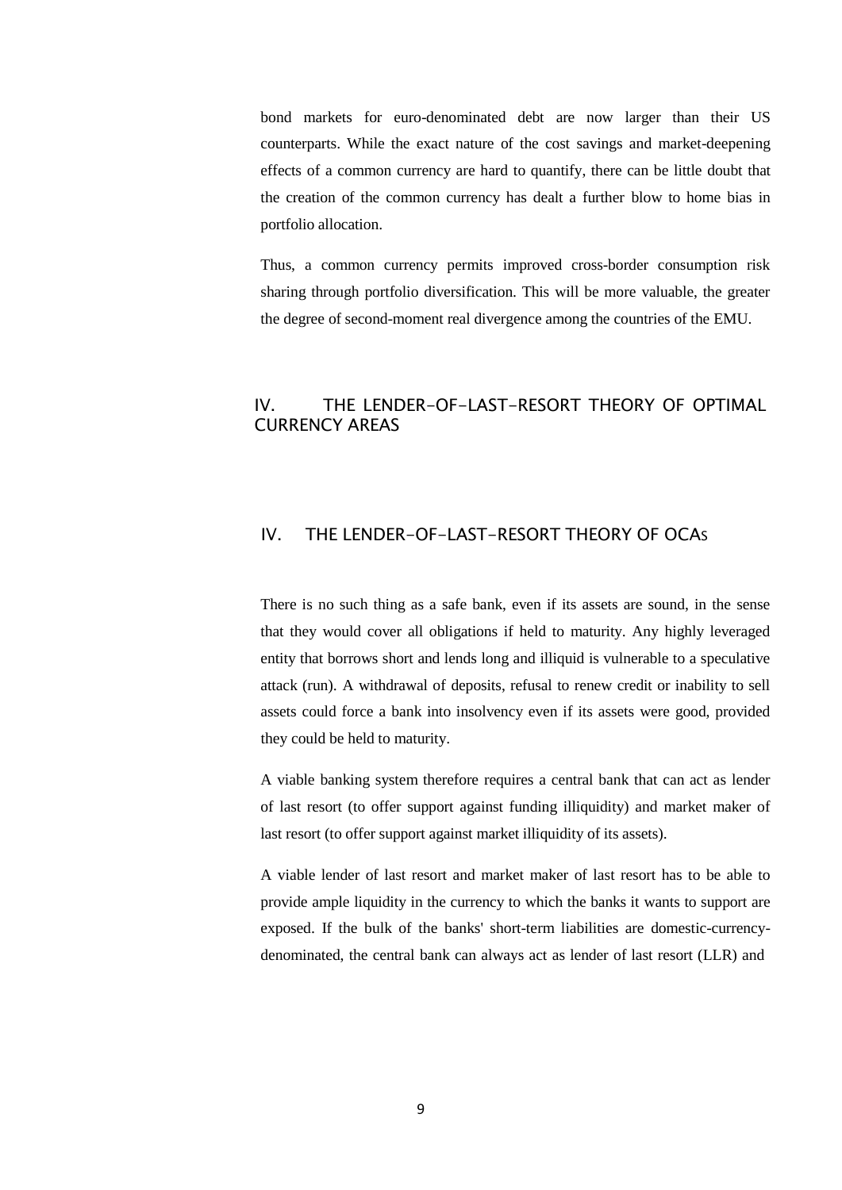bond markets for euro-denominated debt are now larger than their US counterparts. While the exact nature of the cost savings and market-deepening effects of a common currency are hard to quantify, there can be little doubt that the creation of the common currency has dealt a further blow to home bias in portfolio allocation.

Thus, a common currency permits improved cross-border consumption risk sharing through portfolio diversification. This will be more valuable, the greater the degree of second-moment real divergence among the countries of the EMU.

## IV. THE LENDER-OF-LAST-RESORT THEORY OF OPTIMAL CURRENCY AREAS

## IV. THE LENDER-OF-LAST-RESORT THEORY OF OCAs

There is no such thing as a safe bank, even if its assets are sound, in the sense that they would cover all obligations if held to maturity. Any highly leveraged entity that borrows short and lends long and illiquid is vulnerable to a speculative attack (run). A withdrawal of deposits, refusal to renew credit or inability to sell assets could force a bank into insolvency even if its assets were good, provided they could be held to maturity.

A viable banking system therefore requires a central bank that can act as lender of last resort (to offer support against funding illiquidity) and market maker of last resort (to offer support against market illiquidity of its assets).

A viable lender of last resort and market maker of last resort has to be able to provide ample liquidity in the currency to which the banks it wants to support are exposed. If the bulk of the banks' short-term liabilities are domestic-currency-denominated, the central bank can always act as lender of last resort (LLR) and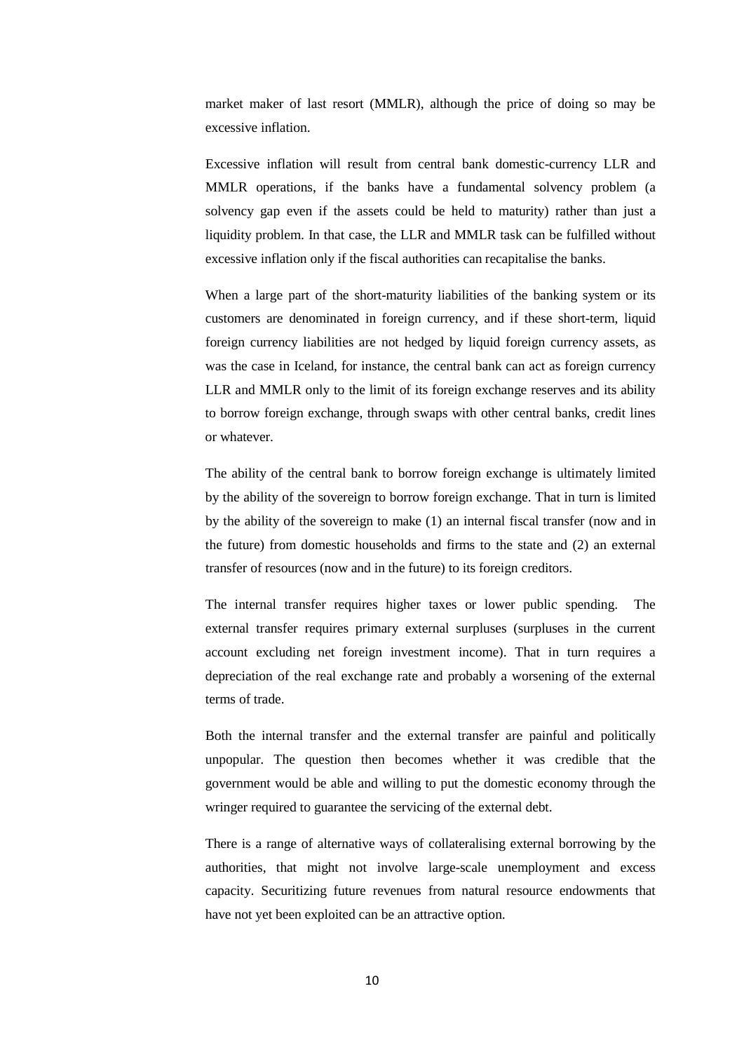market maker of last resort (MMLR), although the price of doing so may be excessive inflation.

Excessive inflation will result from central bank domestic-currency LLR and MMLR operations, if the banks have a fundamental solvency problem (a solvency gap even if the assets could be held to maturity) rather than just a liquidity problem. In that case, the LLR and MMLR task can be fulfilled without excessive inflation only if the fiscal authorities can recapitalise the banks.

When a large part of the short-maturity liabilities of the banking system or its customers are denominated in foreign currency, and if these short-term, liquid foreign currency liabilities are not hedged by liquid foreign currency assets, as was the case in Iceland, for instance, the central bank can act as foreign currency LLR and MMLR only to the limit of its foreign exchange reserves and its ability to borrow foreign exchange, through swaps with other central banks, credit lines or whatever.

The ability of the central bank to borrow foreign exchange is ultimately limited by the ability of the sovereign to borrow foreign exchange. That in turn is limited by the ability of the sovereign to make (1) an internal fiscal transfer (now and in the future) from domestic households and firms to the state and (2) an external transfer of resources (now and in the future) to its foreign creditors.

The internal transfer requires higher taxes or lower public spending. The external transfer requires primary external surpluses (surpluses in the current account excluding net foreign investment income). That in turn requires a depreciation of the real exchange rate and probably a worsening of the external terms of trade.

Both the internal transfer and the external transfer are painful and politically unpopular. The question then becomes whether it was credible that the government would be able and willing to put the domestic economy through the wringer required to guarantee the servicing of the external debt.

There is a range of alternative ways of collateralising external borrowing by the authorities, that might not involve large-scale unemployment and excess capacity. Securitizing future revenues from natural resource endowments that have not yet been exploited can be an attractive option.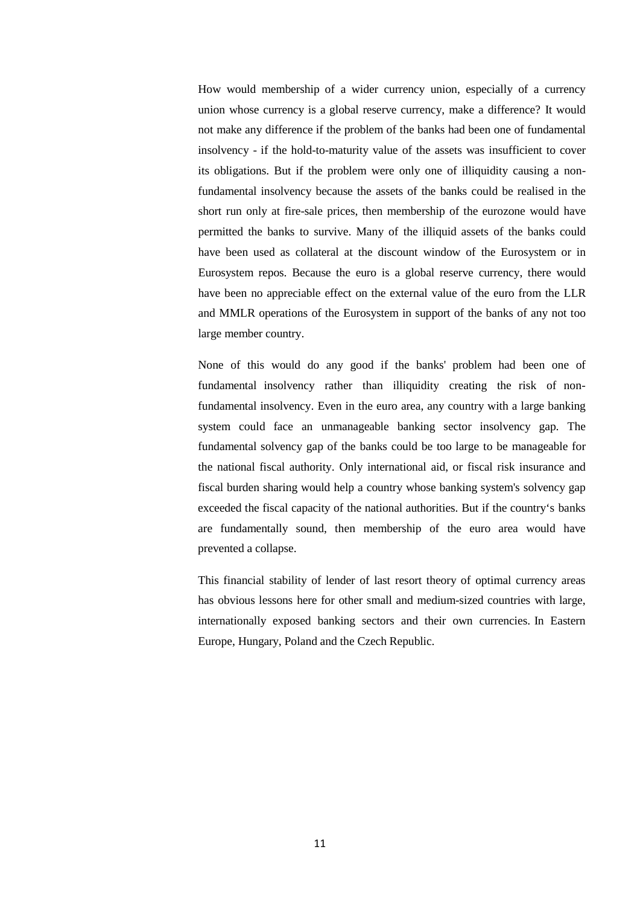How would membership of a wider currency union, especially of a currency union whose currency is a global reserve currency, make a difference? It would not make any difference if the problem of the banks had been one of fundamental insolvency - if the hold-to-maturity value of the assets was insufficient to cover its obligations. But if the problem were only one of illiquidity causing a non-fundamental insolvency because the assets of the banks could be realised in the short run only at fire-sale prices, then membership of the eurozone would have permitted the banks to survive. Many of the illiquid assets of the banks could have been used as collateral at the discount window of the Eurosystem or in Eurosystem repos. Because the euro is a global reserve currency, there would have been no appreciable effect on the external value of the euro from the LLR and MMLR operations of the Eurosystem in support of the banks of any not too large member country.

None of this would do any good if the banks' problem had been one of fundamental insolvency rather than illiquidity creating the risk of non-fundamental insolvency. Even in the euro area, any country with a large banking system could face an unmanageable banking sector insolvency gap. The fundamental solvency gap of the banks could be too large to be manageable for the national fiscal authority. Only international aid, or fiscal risk insurance and fiscal burden sharing would help a country whose banking system's solvency gap exceeded the fiscal capacity of the national authorities. But if the country‘s banks are fundamentally sound, then membership of the euro area would have prevented a collapse.

This financial stability of lender of last resort theory of optimal currency areas has obvious lessons here for other small and medium-sized countries with large, internationally exposed banking sectors and their own currencies. In Eastern Europe, Hungary, Poland and the Czech Republic.